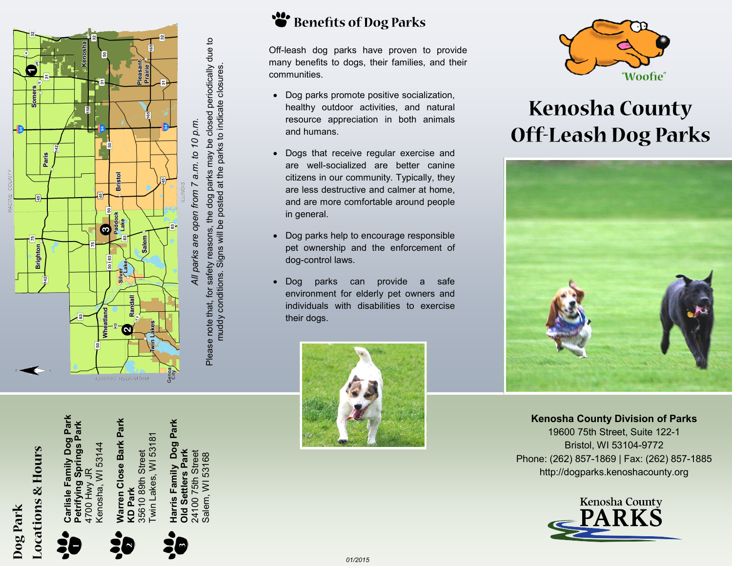# Kenosha County Off-Leash Dog Parks

"Woofie"

## Benefits of Dog Parks

Off-leash dog parks have proven to provide many benefits to dogs, their families, and their communities.

- Dog parks promote positive socialization, healthy outdoor activities, and natural resource appreciation in both animals and humans.
- Dogs that receive regular exercise and are well-socialized are better canine citizens in our community. Typically, they are less destructive and calmer at home, and are more comfortable around people in general.
- Dog parks help to encourage responsible pet ownership and the enforcement of dog-control laws.
- Dog parks can provide a safe environment for elderly pet owners and individuals with disabilities to exercise their dogs.

*All parks are open from 7 a.m. to 10 p.m.*

Please note that, for safety reasons, the dog parks may be closed periodically due to muddy conditions. Signs will be posted at the parks to indicate closures.

## Dog Park Locations & Hours

1. **Carlisle Family Dog Park**
   **Petrifying Springs Park**
   4700 Hwy JR
   Kenosha, WI 53144

2. **Warren Close Bark Park**
   **KD Park**
   35610 89th Street
   Twin Lakes, WI 53181

3. **Harris Family Dog Park**
   **Old Settlers Park**
   24100 75th Street
   Salem, WI 53168

**Kenosha County Division of Parks**
19600 75th Street, Suite 122-1
Bristol, WI 53104-9772
Phone: (262) 857-1869 | Fax: (262) 857-1885
http://dogparks.kenoshacounty.org

Kenosha County PARKS

01/2015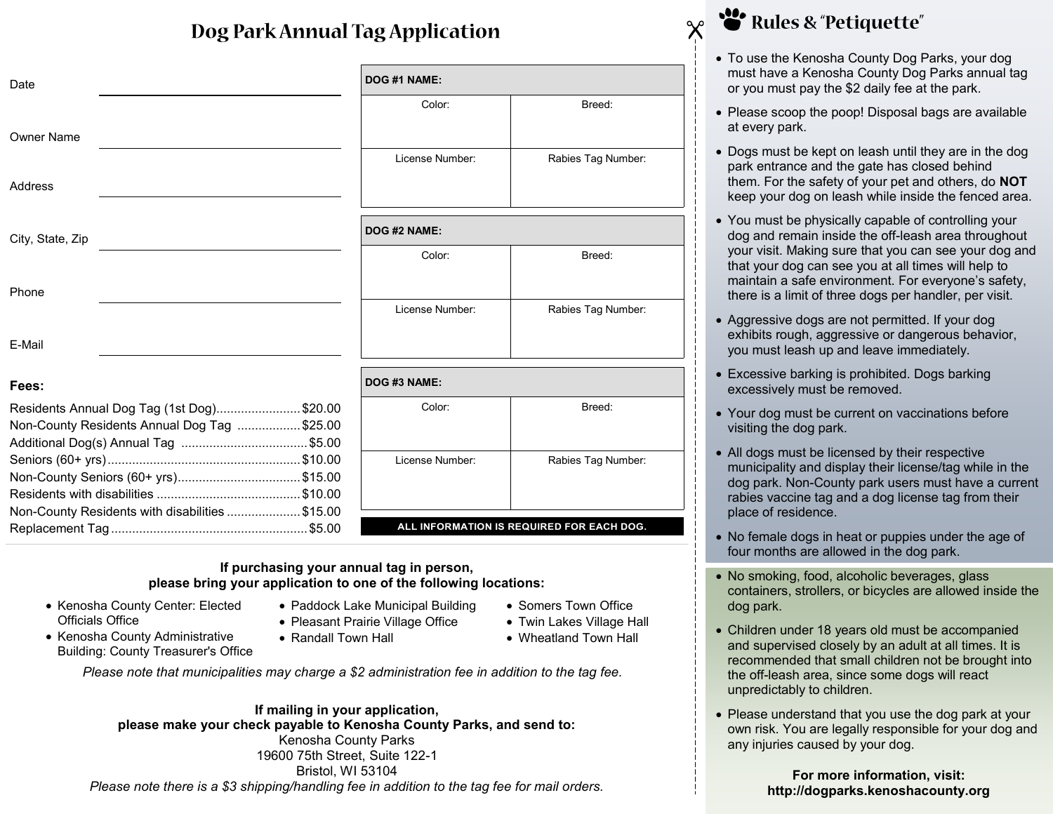# Dog Park Annual Tag Application

Date ______________________

Owner Name ______________________

Address ______________________

City, State, Zip ______________________

Phone ______________________

E-Mail ______________________

| DOG #1 NAME: | |
|---|---|
| Color: | Breed: |
| License Number: | Rabies Tag Number: |

| DOG #2 NAME: | |
|---|---|
| Color: | Breed: |
| License Number: | Rabies Tag Number: |

| DOG #3 NAME: | |
|---|---|
| Color: | Breed: |
| License Number: | Rabies Tag Number: |

**ALL INFORMATION IS REQUIRED FOR EACH DOG.**

**Fees:**

| | |
|---|---|
| Residents Annual Dog Tag (1st Dog) | $20.00 |
| Non-County Residents Annual Dog Tag | $25.00 |
| Additional Dog(s) Annual Tag | $5.00 |
| Seniors (60+ yrs) | $10.00 |
| Non-County Seniors (60+ yrs) | $15.00 |
| Residents with disabilities | $10.00 |
| Non-County Residents with disabilities | $15.00 |
| Replacement Tag | $5.00 |

**If purchasing your annual tag in person, please bring your application to one of the following locations:**

- Kenosha County Center: Elected Officials Office
- Kenosha County Administrative Building: County Treasurer's Office
- Paddock Lake Municipal Building
- Pleasant Prairie Village Office
- Randall Town Hall
- Somers Town Office
- Twin Lakes Village Hall
- Wheatland Town Hall

*Please note that municipalities may charge a $2 administration fee in addition to the tag fee.*

**If mailing in your application, please make your check payable to Kenosha County Parks, and send to:**

Kenosha County Parks
19600 75th Street, Suite 122-1
Bristol, WI 53104

*Please note there is a $3 shipping/handling fee in addition to the tag fee for mail orders.*

## Rules & "Petiquette"

- To use the Kenosha County Dog Parks, your dog must have a Kenosha County Dog Parks annual tag or you must pay the $2 daily fee at the park.
- Please scoop the poop! Disposal bags are available at every park.
- Dogs must be kept on leash until they are in the dog park entrance and the gate has closed behind them. For the safety of your pet and others, do **NOT** keep your dog on leash while inside the fenced area.
- You must be physically capable of controlling your dog and remain inside the off-leash area throughout your visit. Making sure that you can see your dog and that your dog can see you at all times will help to maintain a safe environment. For everyone's safety, there is a limit of three dogs per handler, per visit.
- Aggressive dogs are not permitted. If your dog exhibits rough, aggressive or dangerous behavior, you must leash up and leave immediately.
- Excessive barking is prohibited. Dogs barking excessively must be removed.
- Your dog must be current on vaccinations before visiting the dog park.
- All dogs must be licensed by their respective municipality and display their license/tag while in the dog park. Non-County park users must have a current rabies vaccine tag and a dog license tag from their place of residence.
- No female dogs in heat or puppies under the age of four months are allowed in the dog park.
- No smoking, food, alcoholic beverages, glass containers, strollers, or bicycles are allowed inside the dog park.
- Children under 18 years old must be accompanied and supervised closely by an adult at all times. It is recommended that small children not be brought into the off-leash area, since some dogs will react unpredictably to children.
- Please understand that you use the dog park at your own risk. You are legally responsible for your dog and any injuries caused by your dog.

**For more information, visit:**
**http://dogparks.kenoshacounty.org**